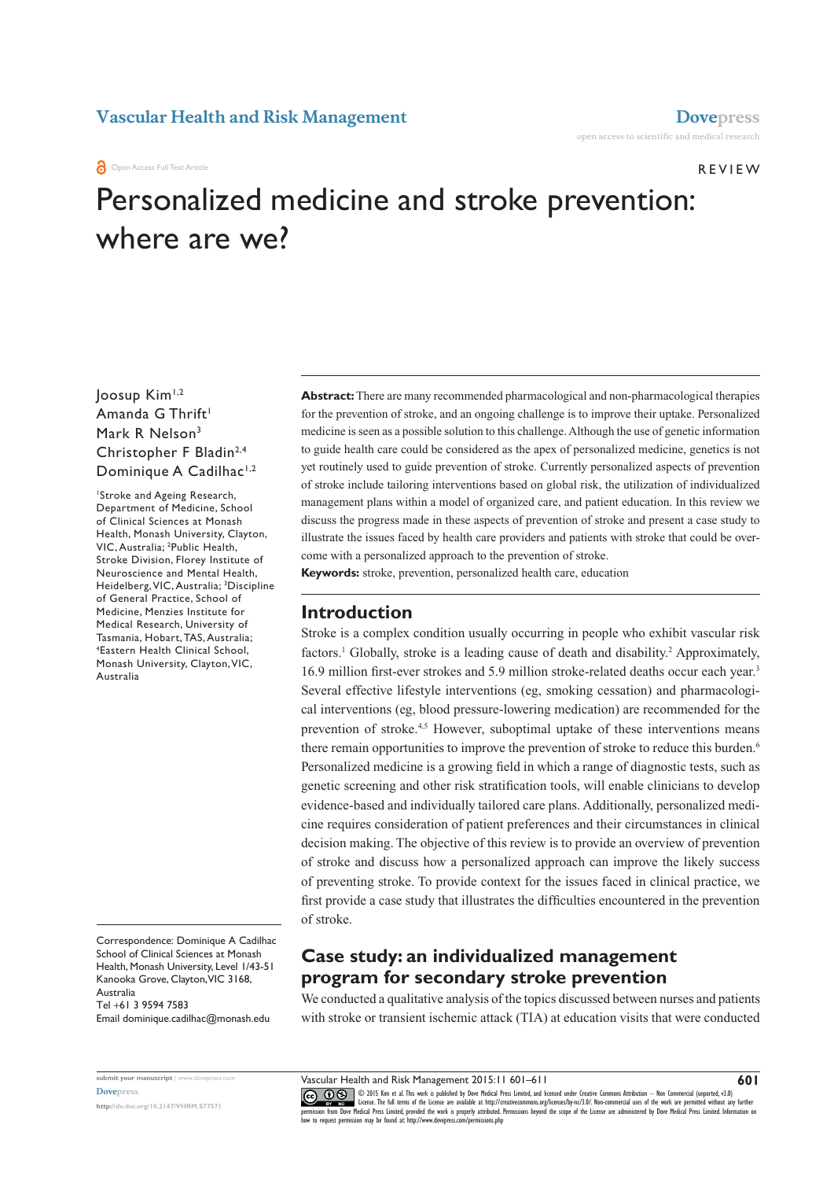REVIEW

# Personalized medicine and stroke prevention: where are we?

Joosup Kim[1,2]
Amanda G Thrift[1]
Mark R Nelson[3]
Christopher F Bladin[2,4]
Dominique A Cadilhac[1,2]

[1]Stroke and Ageing Research, Department of Medicine, School of Clinical Sciences at Monash Health, Monash University, Clayton, VIC, Australia; [2]Public Health, Stroke Division, Florey Institute of Neuroscience and Mental Health, Heidelberg, VIC, Australia; [3]Discipline of General Practice, School of Medicine, Menzies Institute for Medical Research, University of Tasmania, Hobart, TAS, Australia; [4]Eastern Health Clinical School, Monash University, Clayton, VIC, Australia

Correspondence: Dominique A Cadilhac
School of Clinical Sciences at Monash Health, Monash University, Level 1/43-51 Kanooka Grove, Clayton, VIC 3168, Australia
Tel +61 3 9594 7583
Email dominique.cadilhac@monash.edu

**Abstract:** There are many recommended pharmacological and non-pharmacological therapies for the prevention of stroke, and an ongoing challenge is to improve their uptake. Personalized medicine is seen as a possible solution to this challenge. Although the use of genetic information to guide health care could be considered as the apex of personalized medicine, genetics is not yet routinely used to guide prevention of stroke. Currently personalized aspects of prevention of stroke include tailoring interventions based on global risk, the utilization of individualized management plans within a model of organized care, and patient education. In this review we discuss the progress made in these aspects of prevention of stroke and present a case study to illustrate the issues faced by health care providers and patients with stroke that could be overcome with a personalized approach to the prevention of stroke.

**Keywords:** stroke, prevention, personalized health care, education

## Introduction

Stroke is a complex condition usually occurring in people who exhibit vascular risk factors.[1] Globally, stroke is a leading cause of death and disability.[2] Approximately, 16.9 million first-ever strokes and 5.9 million stroke-related deaths occur each year.[3] Several effective lifestyle interventions (eg, smoking cessation) and pharmacological interventions (eg, blood pressure-lowering medication) are recommended for the prevention of stroke.[4,5] However, suboptimal uptake of these interventions means there remain opportunities to improve the prevention of stroke to reduce this burden.[6] Personalized medicine is a growing field in which a range of diagnostic tests, such as genetic screening and other risk stratification tools, will enable clinicians to develop evidence-based and individually tailored care plans. Additionally, personalized medicine requires consideration of patient preferences and their circumstances in clinical decision making. The objective of this review is to provide an overview of prevention of stroke and discuss how a personalized approach can improve the likely success of preventing stroke. To provide context for the issues faced in clinical practice, we first provide a case study that illustrates the difficulties encountered in the prevention of stroke.

## Case study: an individualized management program for secondary stroke prevention

We conducted a qualitative analysis of the topics discussed between nurses and patients with stroke or transient ischemic attack (TIA) at education visits that were conducted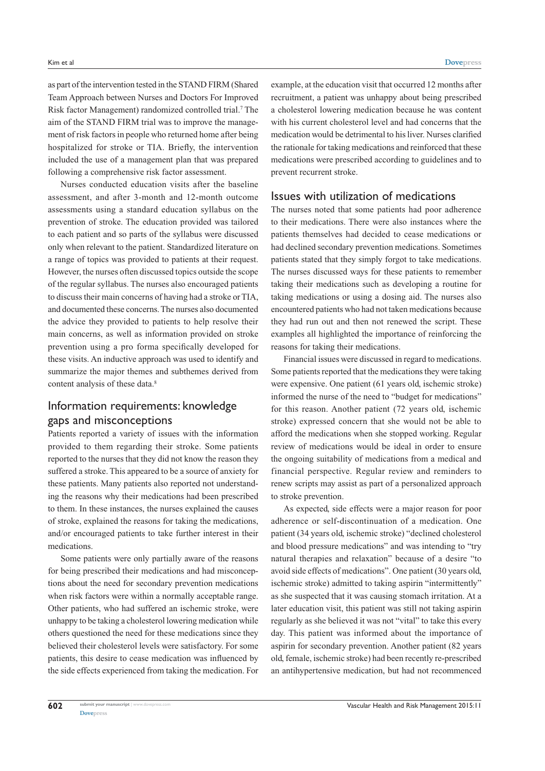as part of the intervention tested in the STAND FIRM (Shared Team Approach between Nurses and Doctors For Improved Risk factor Management) randomized controlled trial.[7] The aim of the STAND FIRM trial was to improve the management of risk factors in people who returned home after being hospitalized for stroke or TIA. Briefly, the intervention included the use of a management plan that was prepared following a comprehensive risk factor assessment.

Nurses conducted education visits after the baseline assessment, and after 3-month and 12-month outcome assessments using a standard education syllabus on the prevention of stroke. The education provided was tailored to each patient and so parts of the syllabus were discussed only when relevant to the patient. Standardized literature on a range of topics was provided to patients at their request. However, the nurses often discussed topics outside the scope of the regular syllabus. The nurses also encouraged patients to discuss their main concerns of having had a stroke or TIA, and documented these concerns. The nurses also documented the advice they provided to patients to help resolve their main concerns, as well as information provided on stroke prevention using a pro forma specifically developed for these visits. An inductive approach was used to identify and summarize the major themes and subthemes derived from content analysis of these data.[8]

## Information requirements: knowledge gaps and misconceptions

Patients reported a variety of issues with the information provided to them regarding their stroke. Some patients reported to the nurses that they did not know the reason they suffered a stroke. This appeared to be a source of anxiety for these patients. Many patients also reported not understanding the reasons why their medications had been prescribed to them. In these instances, the nurses explained the causes of stroke, explained the reasons for taking the medications, and/or encouraged patients to take further interest in their medications.

Some patients were only partially aware of the reasons for being prescribed their medications and had misconceptions about the need for secondary prevention medications when risk factors were within a normally acceptable range. Other patients, who had suffered an ischemic stroke, were unhappy to be taking a cholesterol lowering medication while others questioned the need for these medications since they believed their cholesterol levels were satisfactory. For some patients, this desire to cease medication was influenced by the side effects experienced from taking the medication. For example, at the education visit that occurred 12 months after recruitment, a patient was unhappy about being prescribed a cholesterol lowering medication because he was content with his current cholesterol level and had concerns that the medication would be detrimental to his liver. Nurses clarified the rationale for taking medications and reinforced that these medications were prescribed according to guidelines and to prevent recurrent stroke.

## Issues with utilization of medications

The nurses noted that some patients had poor adherence to their medications. There were also instances where the patients themselves had decided to cease medications or had declined secondary prevention medications. Sometimes patients stated that they simply forgot to take medications. The nurses discussed ways for these patients to remember taking their medications such as developing a routine for taking medications or using a dosing aid. The nurses also encountered patients who had not taken medications because they had run out and then not renewed the script. These examples all highlighted the importance of reinforcing the reasons for taking their medications.

Financial issues were discussed in regard to medications. Some patients reported that the medications they were taking were expensive. One patient (61 years old, ischemic stroke) informed the nurse of the need to "budget for medications" for this reason. Another patient (72 years old, ischemic stroke) expressed concern that she would not be able to afford the medications when she stopped working. Regular review of medications would be ideal in order to ensure the ongoing suitability of medications from a medical and financial perspective. Regular review and reminders to renew scripts may assist as part of a personalized approach to stroke prevention.

As expected, side effects were a major reason for poor adherence or self-discontinuation of a medication. One patient (34 years old, ischemic stroke) "declined cholesterol and blood pressure medications" and was intending to "try natural therapies and relaxation" because of a desire "to avoid side effects of medications". One patient (30 years old, ischemic stroke) admitted to taking aspirin "intermittently" as she suspected that it was causing stomach irritation. At a later education visit, this patient was still not taking aspirin regularly as she believed it was not "vital" to take this every day. This patient was informed about the importance of aspirin for secondary prevention. Another patient (82 years old, female, ischemic stroke) had been recently re-prescribed an antihypertensive medication, but had not recommenced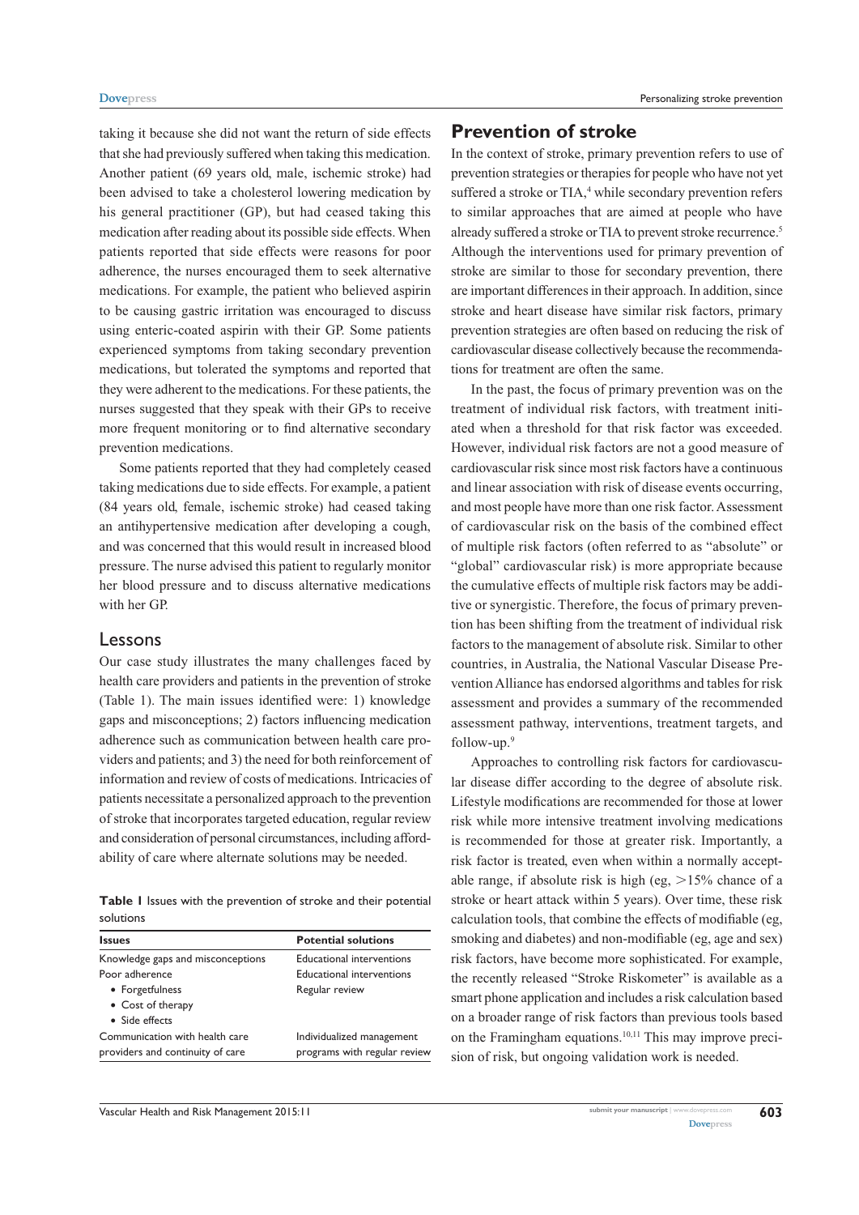taking it because she did not want the return of side effects that she had previously suffered when taking this medication. Another patient (69 years old, male, ischemic stroke) had been advised to take a cholesterol lowering medication by his general practitioner (GP), but had ceased taking this medication after reading about its possible side effects. When patients reported that side effects were reasons for poor adherence, the nurses encouraged them to seek alternative medications. For example, the patient who believed aspirin to be causing gastric irritation was encouraged to discuss using enteric-coated aspirin with their GP. Some patients experienced symptoms from taking secondary prevention medications, but tolerated the symptoms and reported that they were adherent to the medications. For these patients, the nurses suggested that they speak with their GPs to receive more frequent monitoring or to find alternative secondary prevention medications.

Some patients reported that they had completely ceased taking medications due to side effects. For example, a patient (84 years old, female, ischemic stroke) had ceased taking an antihypertensive medication after developing a cough, and was concerned that this would result in increased blood pressure. The nurse advised this patient to regularly monitor her blood pressure and to discuss alternative medications with her GP.

## Lessons

Our case study illustrates the many challenges faced by health care providers and patients in the prevention of stroke (Table 1). The main issues identified were: 1) knowledge gaps and misconceptions; 2) factors influencing medication adherence such as communication between health care providers and patients; and 3) the need for both reinforcement of information and review of costs of medications. Intricacies of patients necessitate a personalized approach to the prevention of stroke that incorporates targeted education, regular review and consideration of personal circumstances, including affordability of care where alternate solutions may be needed.

**Table 1** Issues with the prevention of stroke and their potential solutions

| Issues | Potential solutions |
|---|---|
| Knowledge gaps and misconceptions | Educational interventions |
| Poor adherence | Educational interventions |
| • Forgetfulness | Regular review |
| • Cost of therapy | |
| • Side effects | |
| Communication with health care providers and continuity of care | Individualized management programs with regular review |

## Prevention of stroke

In the context of stroke, primary prevention refers to use of prevention strategies or therapies for people who have not yet suffered a stroke or TIA,[4] while secondary prevention refers to similar approaches that are aimed at people who have already suffered a stroke or TIA to prevent stroke recurrence.[5] Although the interventions used for primary prevention of stroke are similar to those for secondary prevention, there are important differences in their approach. In addition, since stroke and heart disease have similar risk factors, primary prevention strategies are often based on reducing the risk of cardiovascular disease collectively because the recommendations for treatment are often the same.

In the past, the focus of primary prevention was on the treatment of individual risk factors, with treatment initiated when a threshold for that risk factor was exceeded. However, individual risk factors are not a good measure of cardiovascular risk since most risk factors have a continuous and linear association with risk of disease events occurring, and most people have more than one risk factor. Assessment of cardiovascular risk on the basis of the combined effect of multiple risk factors (often referred to as "absolute" or "global" cardiovascular risk) is more appropriate because the cumulative effects of multiple risk factors may be additive or synergistic. Therefore, the focus of primary prevention has been shifting from the treatment of individual risk factors to the management of absolute risk. Similar to other countries, in Australia, the National Vascular Disease Prevention Alliance has endorsed algorithms and tables for risk assessment and provides a summary of the recommended assessment pathway, interventions, treatment targets, and follow-up.[9]

Approaches to controlling risk factors for cardiovascular disease differ according to the degree of absolute risk. Lifestyle modifications are recommended for those at lower risk while more intensive treatment involving medications is recommended for those at greater risk. Importantly, a risk factor is treated, even when within a normally acceptable range, if absolute risk is high (eg, >15% chance of a stroke or heart attack within 5 years). Over time, these risk calculation tools, that combine the effects of modifiable (eg, smoking and diabetes) and non-modifiable (eg, age and sex) risk factors, have become more sophisticated. For example, the recently released "Stroke Riskometer" is available as a smart phone application and includes a risk calculation based on a broader range of risk factors than previous tools based on the Framingham equations.[10,11] This may improve precision of risk, but ongoing validation work is needed.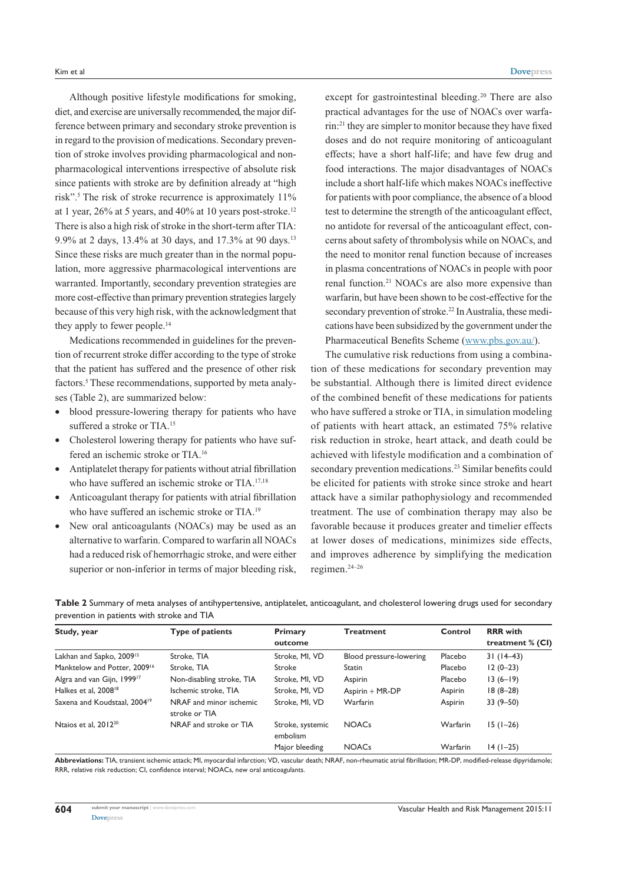Although positive lifestyle modifications for smoking, diet, and exercise are universally recommended, the major difference between primary and secondary stroke prevention is in regard to the provision of medications. Secondary prevention of stroke involves providing pharmacological and non-pharmacological interventions irrespective of absolute risk since patients with stroke are by definition already at "high risk".[5] The risk of stroke recurrence is approximately 11% at 1 year, 26% at 5 years, and 40% at 10 years post-stroke.[12] There is also a high risk of stroke in the short-term after TIA: 9.9% at 2 days, 13.4% at 30 days, and 17.3% at 90 days.[13] Since these risks are much greater than in the normal population, more aggressive pharmacological interventions are warranted. Importantly, secondary prevention strategies are more cost-effective than primary prevention strategies largely because of this very high risk, with the acknowledgment that they apply to fewer people.[14]

Medications recommended in guidelines for the prevention of recurrent stroke differ according to the type of stroke that the patient has suffered and the presence of other risk factors.[5] These recommendations, supported by meta analyses (Table 2), are summarized below:

- blood pressure-lowering therapy for patients who have suffered a stroke or TIA.[15]
- Cholesterol lowering therapy for patients who have suffered an ischemic stroke or TIA.[16]
- Antiplatelet therapy for patients without atrial fibrillation who have suffered an ischemic stroke or TIA.[17,18]
- Anticoagulant therapy for patients with atrial fibrillation who have suffered an ischemic stroke or TIA.[19]
- New oral anticoagulants (NOACs) may be used as an alternative to warfarin. Compared to warfarin all NOACs had a reduced risk of hemorrhagic stroke, and were either superior or non-inferior in terms of major bleeding risk, except for gastrointestinal bleeding.[20] There are also practical advantages for the use of NOACs over warfarin:[21] they are simpler to monitor because they have fixed doses and do not require monitoring of anticoagulant effects; have a short half-life; and have few drug and food interactions. The major disadvantages of NOACs include a short half-life which makes NOACs ineffective for patients with poor compliance, the absence of a blood test to determine the strength of the anticoagulant effect, no antidote for reversal of the anticoagulant effect, concerns about safety of thrombolysis while on NOACs, and the need to monitor renal function because of increases in plasma concentrations of NOACs in people with poor renal function.[21] NOACs are also more expensive than warfarin, but have been shown to be cost-effective for the secondary prevention of stroke.[22] In Australia, these medications have been subsidized by the government under the Pharmaceutical Benefits Scheme (www.pbs.gov.au/).

The cumulative risk reductions from using a combination of these medications for secondary prevention may be substantial. Although there is limited direct evidence of the combined benefit of these medications for patients who have suffered a stroke or TIA, in simulation modeling of patients with heart attack, an estimated 75% relative risk reduction in stroke, heart attack, and death could be achieved with lifestyle modification and a combination of secondary prevention medications.[23] Similar benefits could be elicited for patients with stroke since stroke and heart attack have a similar pathophysiology and recommended treatment. The use of combination therapy may also be favorable because it produces greater and timelier effects at lower doses of medications, minimizes side effects, and improves adherence by simplifying the medication regimen.[24–26]

**Table 2** Summary of meta analyses of antihypertensive, antiplatelet, anticoagulant, and cholesterol lowering drugs used for secondary prevention in patients with stroke and TIA

| Study, year | Type of patients | Primary outcome | Treatment | Control | RRR with treatment % (CI) |
|---|---|---|---|---|---|
| Lakhan and Sapko, 2009[15] | Stroke, TIA | Stroke, MI, VD | Blood pressure-lowering | Placebo | 31 (14–43) |
| Manktelow and Potter, 2009[16] | Stroke, TIA | Stroke | Statin | Placebo | 12 (0–23) |
| Algra and van Gijn, 1999[17] | Non-disabling stroke, TIA | Stroke, MI, VD | Aspirin | Placebo | 13 (6–19) |
| Halkes et al, 2008[18] | Ischemic stroke, TIA | Stroke, MI, VD | Aspirin + MR-DP | Aspirin | 18 (8–28) |
| Saxena and Koudstaal, 2004[19] | NRAF and minor ischemic stroke or TIA | Stroke, MI, VD | Warfarin | Aspirin | 33 (9–50) |
| Ntaios et al, 2012[20] | NRAF and stroke or TIA | Stroke, systemic embolism | NOACs | Warfarin | 15 (1–26) |
| | | Major bleeding | NOACs | Warfarin | 14 (1–25) |

**Abbreviations:** TIA, transient ischemic attack; MI, myocardial infarction; VD, vascular death; NRAF, non-rheumatic atrial fibrillation; MR-DP, modified-release dipyridamole; RRR, relative risk reduction; CI, confidence interval; NOACs, new oral anticoagulants.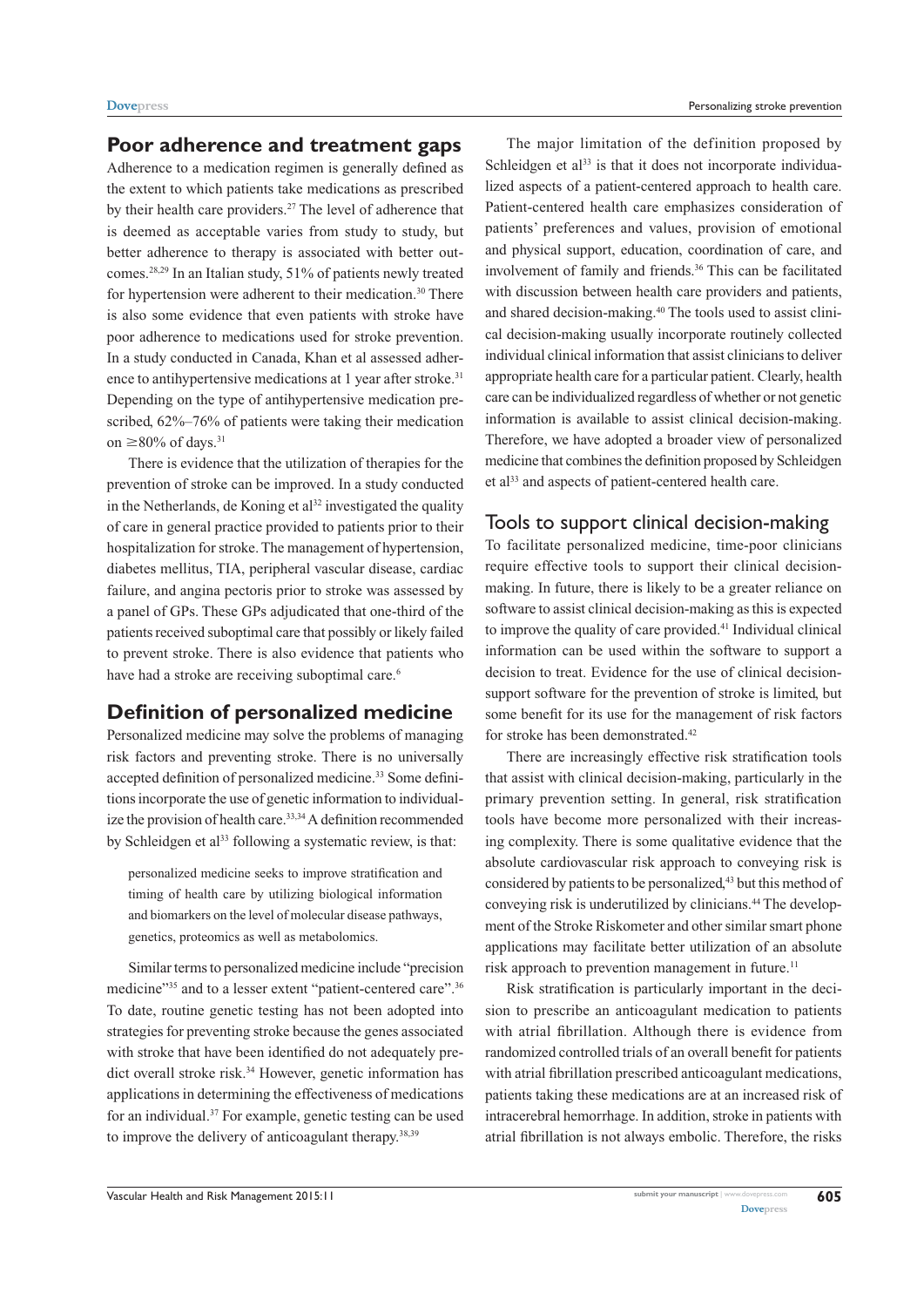## Poor adherence and treatment gaps

Adherence to a medication regimen is generally defined as the extent to which patients take medications as prescribed by their health care providers.[27] The level of adherence that is deemed as acceptable varies from study to study, but better adherence to therapy is associated with better outcomes.[28,29] In an Italian study, 51% of patients newly treated for hypertension were adherent to their medication.[30] There is also some evidence that even patients with stroke have poor adherence to medications used for stroke prevention. In a study conducted in Canada, Khan et al assessed adherence to antihypertensive medications at 1 year after stroke.[31] Depending on the type of antihypertensive medication prescribed, 62%–76% of patients were taking their medication on ≥80% of days.[31]

There is evidence that the utilization of therapies for the prevention of stroke can be improved. In a study conducted in the Netherlands, de Koning et al[32] investigated the quality of care in general practice provided to patients prior to their hospitalization for stroke. The management of hypertension, diabetes mellitus, TIA, peripheral vascular disease, cardiac failure, and angina pectoris prior to stroke was assessed by a panel of GPs. These GPs adjudicated that one-third of the patients received suboptimal care that possibly or likely failed to prevent stroke. There is also evidence that patients who have had a stroke are receiving suboptimal care.[6]

## Definition of personalized medicine

Personalized medicine may solve the problems of managing risk factors and preventing stroke. There is no universally accepted definition of personalized medicine.[33] Some definitions incorporate the use of genetic information to individualize the provision of health care.[33,34] A definition recommended by Schleidgen et al[33] following a systematic review, is that:

> personalized medicine seeks to improve stratification and timing of health care by utilizing biological information and biomarkers on the level of molecular disease pathways, genetics, proteomics as well as metabolomics.

Similar terms to personalized medicine include "precision medicine"[35] and to a lesser extent "patient-centered care".[36] To date, routine genetic testing has not been adopted into strategies for preventing stroke because the genes associated with stroke that have been identified do not adequately predict overall stroke risk.[34] However, genetic information has applications in determining the effectiveness of medications for an individual.[37] For example, genetic testing can be used to improve the delivery of anticoagulant therapy.[38,39]

The major limitation of the definition proposed by Schleidgen et al[33] is that it does not incorporate individualized aspects of a patient-centered approach to health care. Patient-centered health care emphasizes consideration of patients' preferences and values, provision of emotional and physical support, education, coordination of care, and involvement of family and friends.[36] This can be facilitated with discussion between health care providers and patients, and shared decision-making.[40] The tools used to assist clinical decision-making usually incorporate routinely collected individual clinical information that assist clinicians to deliver appropriate health care for a particular patient. Clearly, health care can be individualized regardless of whether or not genetic information is available to assist clinical decision-making. Therefore, we have adopted a broader view of personalized medicine that combines the definition proposed by Schleidgen et al[33] and aspects of patient-centered health care.

### Tools to support clinical decision-making

To facilitate personalized medicine, time-poor clinicians require effective tools to support their clinical decision-making. In future, there is likely to be a greater reliance on software to assist clinical decision-making as this is expected to improve the quality of care provided.[41] Individual clinical information can be used within the software to support a decision to treat. Evidence for the use of clinical decision-support software for the prevention of stroke is limited, but some benefit for its use for the management of risk factors for stroke has been demonstrated.[42]

There are increasingly effective risk stratification tools that assist with clinical decision-making, particularly in the primary prevention setting. In general, risk stratification tools have become more personalized with their increasing complexity. There is some qualitative evidence that the absolute cardiovascular risk approach to conveying risk is considered by patients to be personalized,[43] but this method of conveying risk is underutilized by clinicians.[44] The development of the Stroke Riskometer and other similar smart phone applications may facilitate better utilization of an absolute risk approach to prevention management in future.[11]

Risk stratification is particularly important in the decision to prescribe an anticoagulant medication to patients with atrial fibrillation. Although there is evidence from randomized controlled trials of an overall benefit for patients with atrial fibrillation prescribed anticoagulant medications, patients taking these medications are at an increased risk of intracerebral hemorrhage. In addition, stroke in patients with atrial fibrillation is not always embolic. Therefore, the risks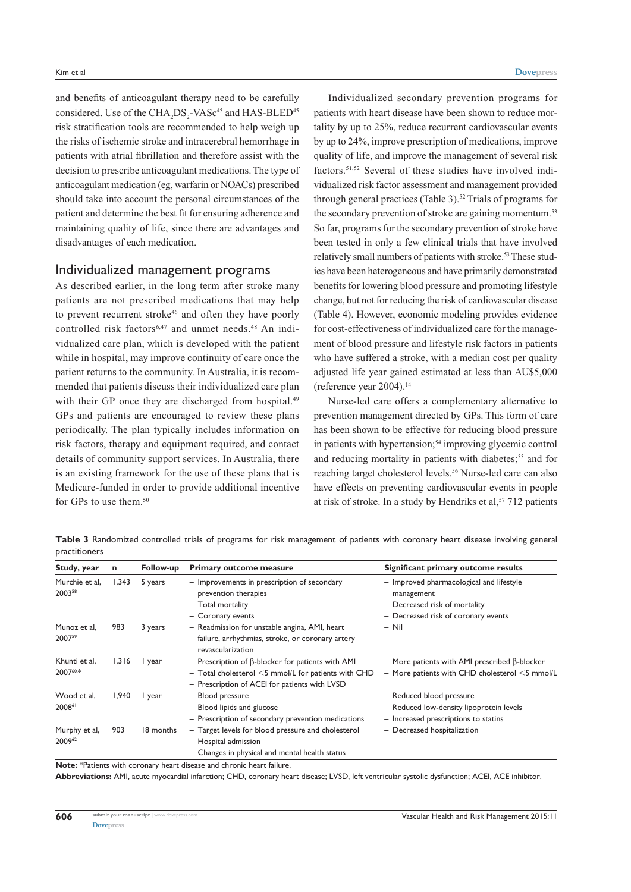and benefits of anticoagulant therapy need to be carefully considered. Use of the $CHA_2DS_2$-VASc[45] and HAS-BLED[45] risk stratification tools are recommended to help weigh up the risks of ischemic stroke and intracerebral hemorrhage in patients with atrial fibrillation and therefore assist with the decision to prescribe anticoagulant medications. The type of anticoagulant medication (eg, warfarin or NOACs) prescribed should take into account the personal circumstances of the patient and determine the best fit for ensuring adherence and maintaining quality of life, since there are advantages and disadvantages of each medication.

## Individualized management programs

As described earlier, in the long term after stroke many patients are not prescribed medications that may help to prevent recurrent stroke[46] and often they have poorly controlled risk factors[6,47] and unmet needs.[48] An individualized care plan, which is developed with the patient while in hospital, may improve continuity of care once the patient returns to the community. In Australia, it is recommended that patients discuss their individualized care plan with their GP once they are discharged from hospital.[49] GPs and patients are encouraged to review these plans periodically. The plan typically includes information on risk factors, therapy and equipment required, and contact details of community support services. In Australia, there is an existing framework for the use of these plans that is Medicare-funded in order to provide additional incentive for GPs to use them.[50]

Individualized secondary prevention programs for patients with heart disease have been shown to reduce mortality by up to 25%, reduce recurrent cardiovascular events by up to 24%, improve prescription of medications, improve quality of life, and improve the management of several risk factors.[51,52] Several of these studies have involved individualized risk factor assessment and management provided through general practices (Table 3).[52] Trials of programs for the secondary prevention of stroke are gaining momentum.[53] So far, programs for the secondary prevention of stroke have been tested in only a few clinical trials that have involved relatively small numbers of patients with stroke.[53] These studies have been heterogeneous and have primarily demonstrated benefits for lowering blood pressure and promoting lifestyle change, but not for reducing the risk of cardiovascular disease (Table 4). However, economic modeling provides evidence for cost-effectiveness of individualized care for the management of blood pressure and lifestyle risk factors in patients who have suffered a stroke, with a median cost per quality adjusted life year gained estimated at less than AU$5,000 (reference year 2004).[14]

Nurse-led care offers a complementary alternative to prevention management directed by GPs. This form of care has been shown to be effective for reducing blood pressure in patients with hypertension;[54] improving glycemic control and reducing mortality in patients with diabetes;[55] and for reaching target cholesterol levels.[56] Nurse-led care can also have effects on preventing cardiovascular events in people at risk of stroke. In a study by Hendriks et al,[57] 712 patients

**Table 3** Randomized controlled trials of programs for risk management of patients with coronary heart disease involving general practitioners

| Study, year | n | Follow-up | Primary outcome measure | Significant primary outcome results |
|---|---|---|---|---|
| Murchie et al, 2003[58] | 1,343 | 5 years | – Improvements in prescription of secondary prevention therapies<br>– Total mortality<br>– Coronary events | – Improved pharmacological and lifestyle management<br>– Decreased risk of mortality<br>– Decreased risk of coronary events |
| Munoz et al, 2007[59] | 983 | 3 years | – Readmission for unstable angina, AMI, heart failure, arrhythmias, stroke, or coronary artery revascularization | – Nil |
| Khunti et al, 2007[60,*] | 1,316 | 1 year | – Prescription of β-blocker for patients with AMI<br>– Total cholesterol <5 mmol/L for patients with CHD<br>– Prescription of ACEI for patients with LVSD | – More patients with AMI prescribed β-blocker<br>– More patients with CHD cholesterol <5 mmol/L |
| Wood et al, 2008[61] | 1,940 | 1 year | – Blood pressure<br>– Blood lipids and glucose<br>– Prescription of secondary prevention medications | – Reduced blood pressure<br>– Reduced low-density lipoprotein levels<br>– Increased prescriptions to statins |
| Murphy et al, 2009[62] | 903 | 18 months | – Target levels for blood pressure and cholesterol<br>– Hospital admission<br>– Changes in physical and mental health status | – Decreased hospitalization |

**Note:** *Patients with coronary heart disease and chronic heart failure.

**Abbreviations:** AMI, acute myocardial infarction; CHD, coronary heart disease; LVSD, left ventricular systolic dysfunction; ACEI, ACE inhibitor.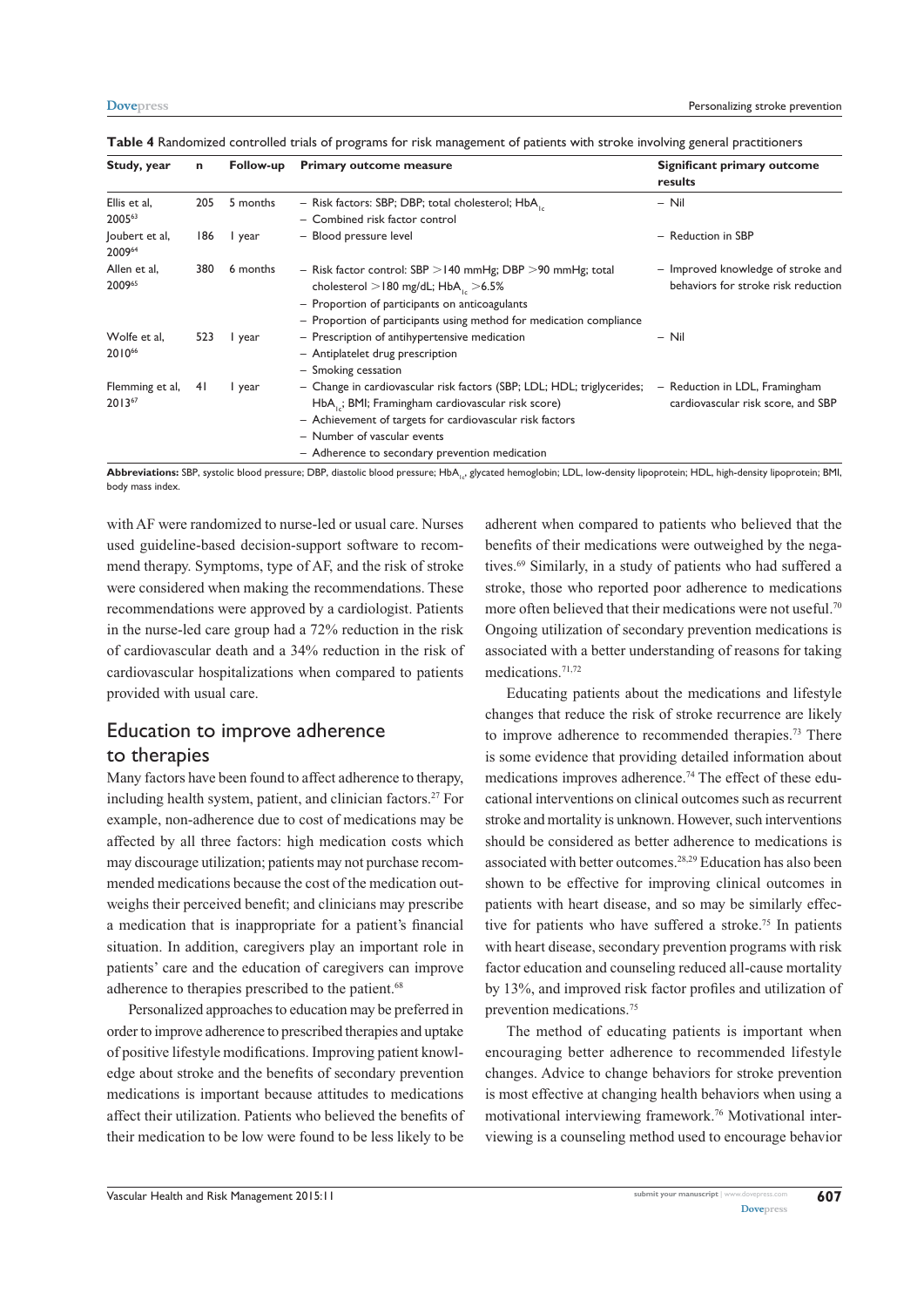**Table 4** Randomized controlled trials of programs for risk management of patients with stroke involving general practitioners

| Study, year | n | Follow-up | Primary outcome measure | Significant primary outcome results |
|---|---|---|---|---|
| Ellis et al, 2005[63] | 205 | 5 months | – Risk factors: SBP; DBP; total cholesterol; $HbA_{1c}$<br>– Combined risk factor control | – Nil |
| Joubert et al, 2009[64] | 186 | 1 year | – Blood pressure level | – Reduction in SBP |
| Allen et al, 2009[65] | 380 | 6 months | – Risk factor control: SBP >140 mmHg; DBP >90 mmHg; total cholesterol >180 mg/dL; $HbA_{1c}$ >6.5%<br>– Proportion of participants on anticoagulants<br>– Proportion of participants using method for medication compliance | – Improved knowledge of stroke and behaviors for stroke risk reduction |
| Wolfe et al, 2010[66] | 523 | 1 year | – Prescription of antihypertensive medication<br>– Antiplatelet drug prescription<br>– Smoking cessation | – Nil |
| Flemming et al, 2013[67] | 41 | 1 year | – Change in cardiovascular risk factors (SBP; LDL; HDL; triglycerides; $HbA_{1c}$; BMI; Framingham cardiovascular risk score)<br>– Achievement of targets for cardiovascular risk factors<br>– Number of vascular events<br>– Adherence to secondary prevention medication | – Reduction in LDL, Framingham cardiovascular risk score, and SBP |

**Abbreviations:** SBP, systolic blood pressure; DBP, diastolic blood pressure; $HbA_{1c}$, glycated hemoglobin; LDL, low-density lipoprotein; HDL, high-density lipoprotein; BMI, body mass index.

with AF were randomized to nurse-led or usual care. Nurses used guideline-based decision-support software to recommend therapy. Symptoms, type of AF, and the risk of stroke were considered when making the recommendations. These recommendations were approved by a cardiologist. Patients in the nurse-led care group had a 72% reduction in the risk of cardiovascular death and a 34% reduction in the risk of cardiovascular hospitalizations when compared to patients provided with usual care.

## Education to improve adherence to therapies

Many factors have been found to affect adherence to therapy, including health system, patient, and clinician factors.[27] For example, non-adherence due to cost of medications may be affected by all three factors: high medication costs which may discourage utilization; patients may not purchase recommended medications because the cost of the medication outweighs their perceived benefit; and clinicians may prescribe a medication that is inappropriate for a patient's financial situation. In addition, caregivers play an important role in patients' care and the education of caregivers can improve adherence to therapies prescribed to the patient.[68]

Personalized approaches to education may be preferred in order to improve adherence to prescribed therapies and uptake of positive lifestyle modifications. Improving patient knowledge about stroke and the benefits of secondary prevention medications is important because attitudes to medications affect their utilization. Patients who believed the benefits of their medication to be low were found to be less likely to be adherent when compared to patients who believed that the benefits of their medications were outweighed by the negatives.[69] Similarly, in a study of patients who had suffered a stroke, those who reported poor adherence to medications more often believed that their medications were not useful.[70] Ongoing utilization of secondary prevention medications is associated with a better understanding of reasons for taking medications.[71,72]

Educating patients about the medications and lifestyle changes that reduce the risk of stroke recurrence are likely to improve adherence to recommended therapies.[73] There is some evidence that providing detailed information about medications improves adherence.[74] The effect of these educational interventions on clinical outcomes such as recurrent stroke and mortality is unknown. However, such interventions should be considered as better adherence to medications is associated with better outcomes.[28,29] Education has also been shown to be effective for improving clinical outcomes in patients with heart disease, and so may be similarly effective for patients who have suffered a stroke.[75] In patients with heart disease, secondary prevention programs with risk factor education and counseling reduced all-cause mortality by 13%, and improved risk factor profiles and utilization of prevention medications.[75]

The method of educating patients is important when encouraging better adherence to recommended lifestyle changes. Advice to change behaviors for stroke prevention is most effective at changing health behaviors when using a motivational interviewing framework.[76] Motivational interviewing is a counseling method used to encourage behavior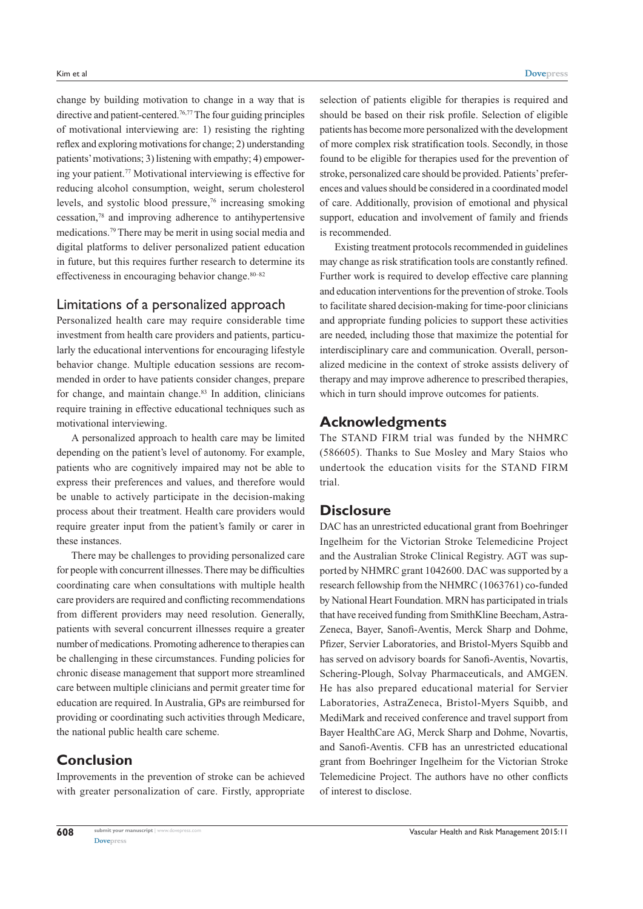change by building motivation to change in a way that is directive and patient-centered.[76,77] The four guiding principles of motivational interviewing are: 1) resisting the righting reflex and exploring motivations for change; 2) understanding patients' motivations; 3) listening with empathy; 4) empowering your patient.[77] Motivational interviewing is effective for reducing alcohol consumption, weight, serum cholesterol levels, and systolic blood pressure,[76] increasing smoking cessation,[78] and improving adherence to antihypertensive medications.[79] There may be merit in using social media and digital platforms to deliver personalized patient education in future, but this requires further research to determine its effectiveness in encouraging behavior change.[80–82]

## Limitations of a personalized approach

Personalized health care may require considerable time investment from health care providers and patients, particularly the educational interventions for encouraging lifestyle behavior change. Multiple education sessions are recommended in order to have patients consider changes, prepare for change, and maintain change.[83] In addition, clinicians require training in effective educational techniques such as motivational interviewing.

A personalized approach to health care may be limited depending on the patient's level of autonomy. For example, patients who are cognitively impaired may not be able to express their preferences and values, and therefore would be unable to actively participate in the decision-making process about their treatment. Health care providers would require greater input from the patient's family or carer in these instances.

There may be challenges to providing personalized care for people with concurrent illnesses. There may be difficulties coordinating care when consultations with multiple health care providers are required and conflicting recommendations from different providers may need resolution. Generally, patients with several concurrent illnesses require a greater number of medications. Promoting adherence to therapies can be challenging in these circumstances. Funding policies for chronic disease management that support more streamlined care between multiple clinicians and permit greater time for education are required. In Australia, GPs are reimbursed for providing or coordinating such activities through Medicare, the national public health care scheme.

## Conclusion

Improvements in the prevention of stroke can be achieved with greater personalization of care. Firstly, appropriate selection of patients eligible for therapies is required and should be based on their risk profile. Selection of eligible patients has become more personalized with the development of more complex risk stratification tools. Secondly, in those found to be eligible for therapies used for the prevention of stroke, personalized care should be provided. Patients' preferences and values should be considered in a coordinated model of care. Additionally, provision of emotional and physical support, education and involvement of family and friends is recommended.

Existing treatment protocols recommended in guidelines may change as risk stratification tools are constantly refined. Further work is required to develop effective care planning and education interventions for the prevention of stroke. Tools to facilitate shared decision-making for time-poor clinicians and appropriate funding policies to support these activities are needed, including those that maximize the potential for interdisciplinary care and communication. Overall, personalized medicine in the context of stroke assists delivery of therapy and may improve adherence to prescribed therapies, which in turn should improve outcomes for patients.

## Acknowledgments

The STAND FIRM trial was funded by the NHMRC (586605). Thanks to Sue Mosley and Mary Staios who undertook the education visits for the STAND FIRM trial.

## Disclosure

DAC has an unrestricted educational grant from Boehringer Ingelheim for the Victorian Stroke Telemedicine Project and the Australian Stroke Clinical Registry. AGT was supported by NHMRC grant 1042600. DAC was supported by a research fellowship from the NHMRC (1063761) co-funded by National Heart Foundation. MRN has participated in trials that have received funding from SmithKline Beecham, AstraZeneca, Bayer, Sanofi-Aventis, Merck Sharp and Dohme, Pfizer, Servier Laboratories, and Bristol-Myers Squibb and has served on advisory boards for Sanofi-Aventis, Novartis, Schering-Plough, Solvay Pharmaceuticals, and AMGEN. He has also prepared educational material for Servier Laboratories, AstraZeneca, Bristol-Myers Squibb, and MediMark and received conference and travel support from Bayer HealthCare AG, Merck Sharp and Dohme, Novartis, and Sanofi-Aventis. CFB has an unrestricted educational grant from Boehringer Ingelheim for the Victorian Stroke Telemedicine Project. The authors have no other conflicts of interest to disclose.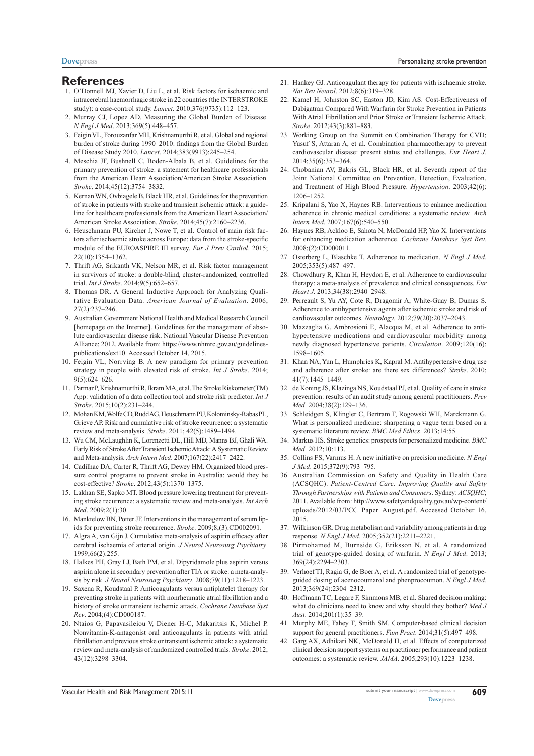## References

1. O'Donnell MJ, Xavier D, Liu L, et al. Risk factors for ischaemic and intracerebral haemorrhagic stroke in 22 countries (the INTERSTROKE study): a case-control study. *Lancet*. 2010;376(9735):112–123.
2. Murray CJ, Lopez AD. Measuring the Global Burden of Disease. *N Engl J Med*. 2013;369(5):448–457.
3. Feigin VL, Forouzanfar MH, Krishnamurthi R, et al. Global and regional burden of stroke during 1990–2010: findings from the Global Burden of Disease Study 2010. *Lancet*. 2014;383(9913):245–254.
4. Meschia JF, Bushnell C, Boden-Albala B, et al. Guidelines for the primary prevention of stroke: a statement for healthcare professionals from the American Heart Association/American Stroke Association. *Stroke*. 2014;45(12):3754–3832.
5. Kernan WN, Ovbiagele B, Black HR, et al. Guidelines for the prevention of stroke in patients with stroke and transient ischemic attack: a guideline for healthcare professionals from the American Heart Association/American Stroke Association. *Stroke*. 2014;45(7):2160–2236.
6. Heuschmann PU, Kircher J, Nowe T, et al. Control of main risk factors after ischaemic stroke across Europe: data from the stroke-specific module of the EUROASPIRE III survey. *Eur J Prev Cardiol*. 2015; 22(10):1354–1362.
7. Thrift AG, Srikanth VK, Nelson MR, et al. Risk factor management in survivors of stroke: a double-blind, cluster-randomized, controlled trial. *Int J Stroke*. 2014;9(5):652–657.
8. Thomas DR. A General Inductive Approach for Analyzing Qualitative Evaluation Data. *American Journal of Evaluation*. 2006; 27(2):237–246.
9. Australian Government National Health and Medical Research Council [homepage on the Internet]. Guidelines for the management of absolute cardiovascular disease risk. National Vascular Disease Prevention Alliance; 2012. Available from: https://www.nhmrc.gov.au/guidelines-publications/ext10. Accessed October 14, 2015.
10. Feigin VL, Norrving B. A new paradigm for primary prevention strategy in people with elevated risk of stroke. *Int J Stroke*. 2014; 9(5):624–626.
11. Parmar P, Krishnamurthi R, Ikram MA, et al. The Stroke Riskometer(TM) App: validation of a data collection tool and stroke risk predictor. *Int J Stroke*. 2015;10(2):231–244.
12. Mohan KM, Wolfe CD, Rudd AG, Heuschmann PU, Kolominsky-Rabas PL, Grieve AP. Risk and cumulative risk of stroke recurrence: a systematic review and meta-analysis. *Stroke*. 2011; 42(5):1489–1494.
13. Wu CM, McLaughlin K, Lorenzetti DL, Hill MD, Manns BJ, Ghali WA. Early Risk of Stroke After Transient Ischemic Attack: A Systematic Review and Meta-analysis. *Arch Intern Med*. 2007;167(22):2417–2422.
14. Cadilhac DA, Carter R, Thrift AG, Dewey HM. Organized blood pressure control programs to prevent stroke in Australia: would they be cost-effective? *Stroke*. 2012;43(5):1370–1375.
15. Lakhan SE, Sapko MT. Blood pressure lowering treatment for preventing stroke recurrence: a systematic review and meta-analysis. *Int Arch Med*. 2009;2(1):30.
16. Manktelow BN, Potter JF. Interventions in the management of serum lipids for preventing stroke recurrence. *Stroke*. 2009;8;(3):CD002091.
17. Algra A, van Gijn J. Cumulative meta-analysis of aspirin efficacy after cerebral ischaemia of arterial origin. *J Neurol Neurosurg Psychiatry*. 1999;66(2):255.
18. Halkes PH, Gray LJ, Bath PM, et al. Dipyridamole plus aspirin versus aspirin alone in secondary prevention after TIA or stroke: a meta-analysis by risk. *J Neurol Neurosurg Psychiatry*. 2008;79(11):1218–1223.
19. Saxena R, Koudstaal P. Anticoagulants versus antiplatelet therapy for preventing stroke in patients with nonrheumatic atrial fibrillation and a history of stroke or transient ischemic attack. *Cochrane Database Syst Rev*. 2004;(4):CD000187.
20. Ntaios G, Papavasileiou V, Diener H-C, Makaritsis K, Michel P. Nonvitamin-K-antagonist oral anticoagulants in patients with atrial fibrillation and previous stroke or transient ischemic attack: a systematic review and meta-analysis of randomized controlled trials. *Stroke*. 2012; 43(12):3298–3304.
21. Hankey GJ. Anticoagulant therapy for patients with ischaemic stroke. *Nat Rev Neurol*. 2012;8(6):319–328.
22. Kamel H, Johnston SC, Easton JD, Kim AS. Cost-Effectiveness of Dabigatran Compared With Warfarin for Stroke Prevention in Patients With Atrial Fibrillation and Prior Stroke or Transient Ischemic Attack. *Stroke*. 2012;43(3):881–883.
23. Working Group on the Summit on Combination Therapy for CVD; Yusuf S, Attaran A, et al. Combination pharmacotherapy to prevent cardiovascular disease: present status and challenges. *Eur Heart J*. 2014;35(6):353–364.
24. Chobanian AV, Bakris GL, Black HR, et al. Seventh report of the Joint National Committee on Prevention, Detection, Evaluation, and Treatment of High Blood Pressure. *Hypertension*. 2003;42(6): 1206–1252.
25. Kripalani S, Yao X, Haynes RB. Interventions to enhance medication adherence in chronic medical conditions: a systematic review. *Arch Intern Med*. 2007;167(6):540–550.
26. Haynes RB, Ackloo E, Sahota N, McDonald HP, Yao X. Interventions for enhancing medication adherence. *Cochrane Database Syst Rev*. 2008;(2):CD000011.
27. Osterberg L, Blaschke T. Adherence to medication. *N Engl J Med*. 2005;353(5):487–497.
28. Chowdhury R, Khan H, Heydon E, et al. Adherence to cardiovascular therapy: a meta-analysis of prevalence and clinical consequences. *Eur Heart J*. 2013;34(38):2940–2948.
29. Perreault S, Yu AY, Cote R, Dragomir A, White-Guay B, Dumas S. Adherence to antihypertensive agents after ischemic stroke and risk of cardiovascular outcomes. *Neurology*. 2012;79(20):2037–2043.
30. Mazzaglia G, Ambrosioni E, Alacqua M, et al. Adherence to antihypertensive medications and cardiovascular morbidity among newly diagnosed hypertensive patients. *Circulation*. 2009;120(16): 1598–1605.
31. Khan NA, Yun L, Humphries K, Kapral M. Antihypertensive drug use and adherence after stroke: are there sex differences? *Stroke*. 2010; 41(7):1445–1449.
32. de Koning JS, Klazinga NS, Koudstaal PJ, et al. Quality of care in stroke prevention: results of an audit study among general practitioners. *Prev Med*. 2004;38(2):129–136.
33. Schleidgen S, Klingler C, Bertram T, Rogowski WH, Marckmann G. What is personalized medicine: sharpening a vague term based on a systematic literature review. *BMC Med Ethics*. 2013;14:55.
34. Markus HS. Stroke genetics: prospects for personalized medicine. *BMC Med*. 2012;10:113.
35. Collins FS, Varmus H. A new initiative on precision medicine. *N Engl J Med*. 2015;372(9):793–795.
36. Australian Commission on Safety and Quality in Health Care (ACSQHC). *Patient-Centred Care: Improving Quality and Safety Through Partnerships with Patients and Consumers*. Sydney: *ACSQHC*; 2011. Available from: http://www.safetyandquality.gov.au/wp-content/uploads/2012/03/PCC_Paper_August.pdf. Accessed October 16, 2015.
37. Wilkinson GR. Drug metabolism and variability among patients in drug response. *N Engl J Med*. 2005;352(21):2211–2221.
38. Pirmohamed M, Burnside G, Eriksson N, et al. A randomized trial of genotype-guided dosing of warfarin. *N Engl J Med*. 2013; 369(24):2294–2303.
39. Verhoef TI, Ragia G, de Boer A, et al. A randomized trial of genotype-guided dosing of acenocoumarol and phenprocoumon. *N Engl J Med*. 2013;369(24):2304–2312.
40. Hoffmann TC, Legare F, Simmons MB, et al. Shared decision making: what do clinicians need to know and why should they bother? *Med J Aust*. 2014;201(1):35–39.
41. Murphy ME, Fahey T, Smith SM. Computer-based clinical decision support for general practitioners. *Fam Pract*. 2014;31(5):497–498.
42. Garg AX, Adhikari NK, McDonald H, et al. Effects of computerized clinical decision support systems on practitioner performance and patient outcomes: a systematic review. *JAMA*. 2005;293(10):1223–1238.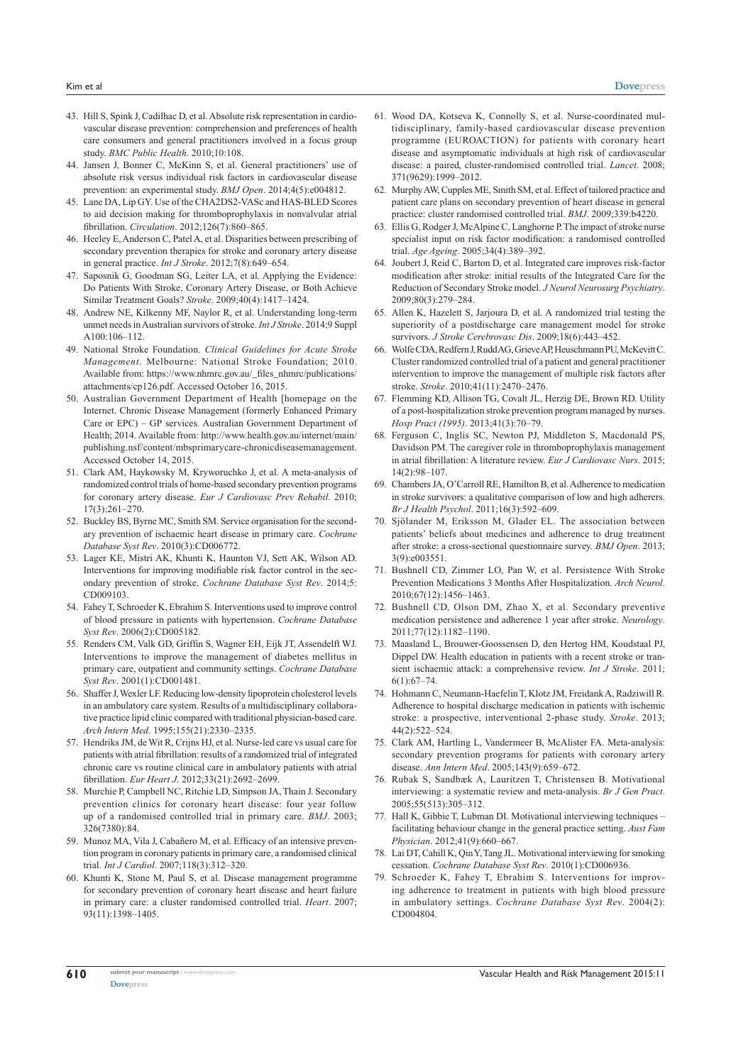43. Hill S, Spink J, Cadilhac D, et al. Absolute risk representation in cardiovascular disease prevention: comprehension and preferences of health care consumers and general practitioners involved in a focus group study. *BMC Public Health*. 2010;10:108.
44. Jansen J, Bonner C, McKinn S, et al. General practitioners' use of absolute risk versus individual risk factors in cardiovascular disease prevention: an experimental study. *BMJ Open*. 2014;4(5):e004812.
45. Lane DA, Lip GY. Use of the CHA2DS2-VASc and HAS-BLED Scores to aid decision making for thromboprophylaxis in nonvalvular atrial fibrillation. *Circulation*. 2012;126(7):860–865.
46. Heeley E, Anderson C, Patel A, et al. Disparities between prescribing of secondary prevention therapies for stroke and coronary artery disease in general practice. *Int J Stroke*. 2012;7(8):649–654.
47. Saposnik G, Goodman SG, Leiter LA, et al. Applying the Evidence: Do Patients With Stroke, Coronary Artery Disease, or Both Achieve Similar Treatment Goals? *Stroke*. 2009;40(4):1417–1424.
48. Andrew NE, Kilkenny MF, Naylor R, et al. Understanding long-term unmet needs in Australian survivors of stroke. *Int J Stroke*. 2014;9 Suppl A100:106–112.
49. National Stroke Foundation. *Clinical Guidelines for Acute Stroke Management*. Melbourne: National Stroke Foundation; 2010. Available from: https://www.nhmrc.gov.au/_files_nhmrc/publications/attachments/cp126.pdf. Accessed October 16, 2015.
50. Australian Government Department of Health [homepage on the Internet. Chronic Disease Management (formerly Enhanced Primary Care or EPC) – GP services. Australian Government Department of Health; 2014. Available from: http://www.health.gov.au/internet/main/publishing.nsf/content/mbsprimarycare-chronicdiseasemanagement. Accessed October 14, 2015.
51. Clark AM, Haykowsky M, Kryworuchko J, et al. A meta-analysis of randomized control trials of home-based secondary prevention programs for coronary artery disease. *Eur J Cardiovasc Prev Rehabil*. 2010; 17(3):261–270.
52. Buckley BS, Byrne MC, Smith SM. Service organisation for the secondary prevention of ischaemic heart disease in primary care. *Cochrane Database Syst Rev*. 2010(3):CD006772.
53. Lager KE, Mistri AK, Khunti K, Haunton VJ, Sett AK, Wilson AD. Interventions for improving modifiable risk factor control in the secondary prevention of stroke. *Cochrane Database Syst Rev*. 2014;5: CD009103.
54. Fahey T, Schroeder K, Ebrahim S. Interventions used to improve control of blood pressure in patients with hypertension. *Cochrane Database Syst Rev*. 2006(2):CD005182.
55. Renders CM, Valk GD, Griffin S, Wagner EH, Eijk JT, Assendelft WJ. Interventions to improve the management of diabetes mellitus in primary care, outpatient and community settings. *Cochrane Database Syst Rev*. 2001(1):CD001481.
56. Shaffer J, Wexler LF. Reducing low-density lipoprotein cholesterol levels in an ambulatory care system. Results of a multidisciplinary collaborative practice lipid clinic compared with traditional physician-based care. *Arch Intern Med*. 1995;155(21):2330–2335.
57. Hendriks JM, de Wit R, Crijns HJ, et al. Nurse-led care vs usual care for patients with atrial fibrillation: results of a randomized trial of integrated chronic care vs routine clinical care in ambulatory patients with atrial fibrillation. *Eur Heart J*. 2012;33(21):2692–2699.
58. Murchie P, Campbell NC, Ritchie LD, Simpson JA, Thain J. Secondary prevention clinics for coronary heart disease: four year follow up of a randomised controlled trial in primary care. *BMJ*. 2003; 326(7380):84.
59. Munoz MA, Vila J, Cabañero M, et al. Efficacy of an intensive prevention program in coronary patients in primary care, a randomised clinical trial. *Int J Cardiol*. 2007;118(3):312–320.
60. Khunti K, Stone M, Paul S, et al. Disease management programme for secondary prevention of coronary heart disease and heart failure in primary care: a cluster randomised controlled trial. *Heart*. 2007; 93(11):1398–1405.
61. Wood DA, Kotseva K, Connolly S, et al. Nurse-coordinated multidisciplinary, family-based cardiovascular disease prevention programme (EUROACTION) for patients with coronary heart disease and asymptomatic individuals at high risk of cardiovascular disease: a paired, cluster-randomised controlled trial. *Lancet*. 2008; 371(9629):1999–2012.
62. Murphy AW, Cupples ME, Smith SM, et al. Effect of tailored practice and patient care plans on secondary prevention of heart disease in general practice: cluster randomised controlled trial. *BMJ*. 2009;339:b4220.
63. Ellis G, Rodger J, McAlpine C, Langhorne P. The impact of stroke nurse specialist input on risk factor modification: a randomised controlled trial. *Age Ageing*. 2005;34(4):389–392.
64. Joubert J, Reid C, Barton D, et al. Integrated care improves risk-factor modification after stroke: initial results of the Integrated Care for the Reduction of Secondary Stroke model. *J Neurol Neurosurg Psychiatry*. 2009;80(3):279–284.
65. Allen K, Hazelett S, Jarjoura D, et al. A randomized trial testing the superiority of a postdischarge care management model for stroke survivors. *J Stroke Cerebrovasc Dis*. 2009;18(6):443–452.
66. Wolfe CDA, Redfern J, Rudd AG, Grieve AP, Heuschmann PU, McKevitt C. Cluster randomized controlled trial of a patient and general practitioner intervention to improve the management of multiple risk factors after stroke. *Stroke*. 2010;41(11):2470–2476.
67. Flemming KD, Allison TG, Covalt JL, Herzig DE, Brown RD. Utility of a post-hospitalization stroke prevention program managed by nurses. *Hosp Pract (1995)*. 2013;41(3):70–79.
68. Ferguson C, Inglis SC, Newton PJ, Middleton S, Macdonald PS, Davidson PM. The caregiver role in thromboprophylaxis management in atrial fibrillation: A literature review. *Eur J Cardiovasc Nurs*. 2015; 14(2):98–107.
69. Chambers JA, O'Carroll RE, Hamilton B, et al. Adherence to medication in stroke survivors: a qualitative comparison of low and high adherers. *Br J Health Psychol*. 2011;16(3):592–609.
70. Sjölander M, Eriksson M, Glader EL. The association between patients' beliefs about medicines and adherence to drug treatment after stroke: a cross-sectional questionnaire survey. *BMJ Open*. 2013; 3(9):e003551.
71. Bushnell CD, Zimmer LO, Pan W, et al. Persistence With Stroke Prevention Medications 3 Months After Hospitalization. *Arch Neurol*. 2010;67(12):1456–1463.
72. Bushnell CD, Olson DM, Zhao X, et al. Secondary preventive medication persistence and adherence 1 year after stroke. *Neurology*. 2011;77(12):1182–1190.
73. Maasland L, Brouwer-Goossensen D, den Hertog HM, Koudstaal PJ, Dippel DW. Health education in patients with a recent stroke or transient ischaemic attack: a comprehensive review. *Int J Stroke*. 2011; 6(1):67–74.
74. Hohmann C, Neumann-Haefelin T, Klotz JM, Freidank A, Radziwill R. Adherence to hospital discharge medication in patients with ischemic stroke: a prospective, interventional 2-phase study. *Stroke*. 2013; 44(2):522–524.
75. Clark AM, Hartling L, Vandermeer B, McAlister FA. Meta-analysis: secondary prevention programs for patients with coronary artery disease. *Ann Intern Med*. 2005;143(9):659–672.
76. Rubak S, Sandbæk A, Lauritzen T, Christensen B. Motivational interviewing: a systematic review and meta-analysis. *Br J Gen Pract*. 2005;55(513):305–312.
77. Hall K, Gibbie T, Lubman DI. Motivational interviewing techniques – facilitating behaviour change in the general practice setting. *Aust Fam Physician*. 2012;41(9):660–667.
78. Lai DT, Cahill K, Qin Y, Tang JL. Motivational interviewing for smoking cessation. *Cochrane Database Syst Rev*. 2010(1):CD006936.
79. Schroeder K, Fahey T, Ebrahim S. Interventions for improving adherence to treatment in patients with high blood pressure in ambulatory settings. *Cochrane Database Syst Rev*. 2004(2): CD004804.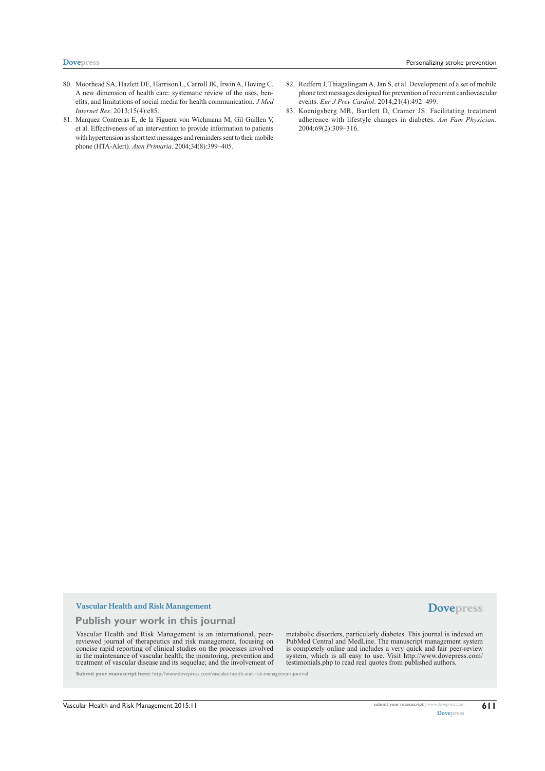80. Moorhead SA, Hazlett DE, Harrison L, Carroll JK, Irwin A, Hoving C. A new dimension of health care: systematic review of the uses, benefits, and limitations of social media for health communication. *J Med Internet Res*. 2013;15(4):e85.
81. Marquez Contreras E, de la Figuera von Wichmann M, Gil Guillen V, et al. Effectiveness of an intervention to provide information to patients with hypertension as short text messages and reminders sent to their mobile phone (HTA-Alert). *Aten Primaria*. 2004;34(8):399–405.
82. Redfern J, Thiagalingam A, Jan S, et al. Development of a set of mobile phone text messages designed for prevention of recurrent cardiovascular events. *Eur J Prev Cardiol*. 2014;21(4):492–499.
83. Koenigsberg MR, Bartlett D, Cramer JS. Facilitating treatment adherence with lifestyle changes in diabetes. *Am Fam Physician*. 2004;69(2):309–316.

**Vascular Health and Risk Management**

**Dovepress**

## Publish your work in this journal

Vascular Health and Risk Management is an international, peer-reviewed journal of therapeutics and risk management, focusing on concise rapid reporting of clinical studies on the processes involved in the maintenance of vascular health; the monitoring, prevention and treatment of vascular disease and its sequelae; and the involvement of metabolic disorders, particularly diabetes. This journal is indexed on PubMed Central and MedLine. The manuscript management system is completely online and includes a very quick and fair peer-review system, which is all easy to use. Visit http://www.dovepress.com/testimonials.php to read real quotes from published authors.

**Submit your manuscript here:** http://www.dovepress.com/vascular-health-and-risk-management-journal